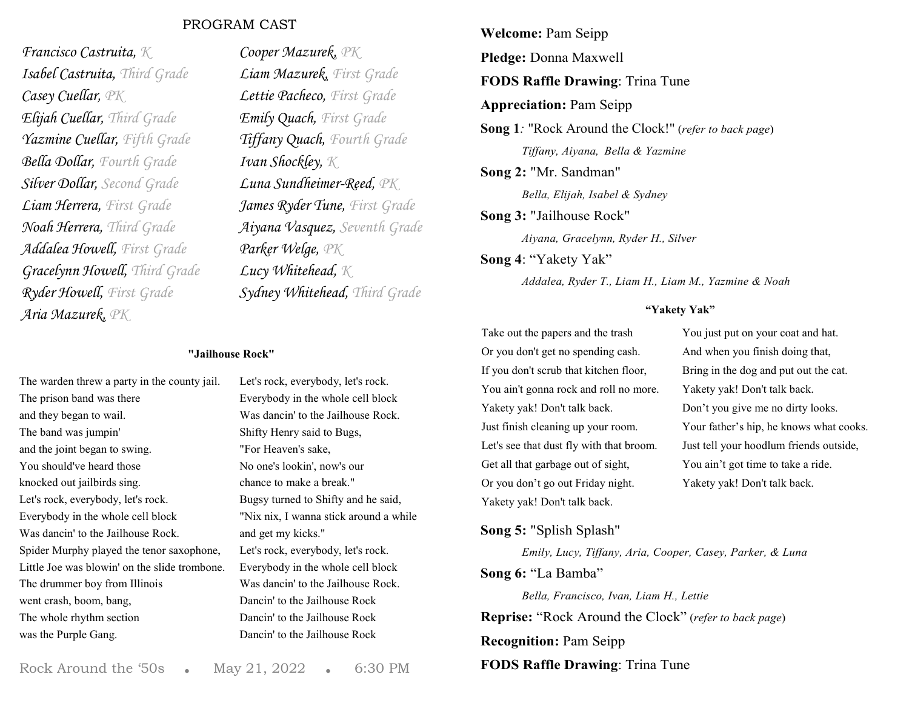## PROGRAM CAST

*Francisco Castruita, K*
*Isabel Castruita, Third Grade*
*Casey Cuellar, PK*
*Elijah Cuellar, Third Grade*
*Yazmine Cuellar, Fifth Grade*
*Bella Dollar, Fourth Grade*
*Silver Dollar, Second Grade*
*Liam Herrera, First Grade*
*Noah Herrera, Third Grade*
*Addalea Howell, First Grade*
*Gracelynn Howell, Third Grade*
*Ryder Howell, First Grade*
*Aria Mazurek, PK*
*Cooper Mazurek, PK*
*Liam Mazurek, First Grade*
*Lettie Pacheco, First Grade*
*Emily Quach, First Grade*
*Tiffany Quach, Fourth Grade*
*Ivan Shockley, K*
*Luna Sundheimer-Reed, PK*
*James Ryder Tune, First Grade*
*Aiyana Vasquez, Seventh Grade*
*Parker Welge, PK*
*Lucy Whitehead, K*
*Sydney Whitehead, Third Grade*

### "Jailhouse Rock"

The warden threw a party in the county jail.
The prison band was there
and they began to wail.
The band was jumpin'
and the joint began to swing.
You should've heard those
knocked out jailbirds sing.
Let's rock, everybody, let's rock.
Everybody in the whole cell block
Was dancin' to the Jailhouse Rock.
Spider Murphy played the tenor saxophone,
Little Joe was blowin' on the slide trombone.
The drummer boy from Illinois
went crash, boom, bang,
The whole rhythm section
was the Purple Gang.
Let's rock, everybody, let's rock.
Everybody in the whole cell block
Was dancin' to the Jailhouse Rock.
Shifty Henry said to Bugs,
"For Heaven's sake,
No one's lookin', now's our
chance to make a break."
Bugsy turned to Shifty and he said,
"Nix nix, I wanna stick around a while
and get my kicks."
Let's rock, everybody, let's rock.
Everybody in the whole cell block
Was dancin' to the Jailhouse Rock.
Dancin' to the Jailhouse Rock
Dancin' to the Jailhouse Rock
Dancin' to the Jailhouse Rock

Rock Around the '50s • May 21, 2022 • 6:30 PM

**Welcome:** Pam Seipp

**Pledge:** Donna Maxwell

**FODS Raffle Drawing**: Trina Tune

**Appreciation:** Pam Seipp

**Song 1**: "Rock Around the Clock!" (*refer to back page*)
*Tiffany, Aiyana, Bella & Yazmine*

**Song 2:** "Mr. Sandman"
*Bella, Elijah, Isabel & Sydney*

**Song 3:** "Jailhouse Rock"
*Aiyana, Gracelynn, Ryder H., Silver*

**Song 4**: "Yakety Yak"
*Addalea, Ryder T., Liam H., Liam M., Yazmine & Noah*

### "Yakety Yak"

Take out the papers and the trash
Or you don't get no spending cash.
If you don't scrub that kitchen floor,
You ain't gonna rock and roll no more.
Yakety yak! Don't talk back.
Just finish cleaning up your room.
Let's see that dust fly with that broom.
Get all that garbage out of sight,
Or you don't go out Friday night.
Yakety yak! Don't talk back.
You just put on your coat and hat.
And when you finish doing that,
Bring in the dog and put out the cat.
Yakety yak! Don't talk back.
Don't you give me no dirty looks.
Your father's hip, he knows what cooks.
Just tell your hoodlum friends outside,
You ain't got time to take a ride.
Yakety yak! Don't talk back.

**Song 5:** "Splish Splash"
*Emily, Lucy, Tiffany, Aria, Cooper, Casey, Parker, & Luna*

**Song 6:** "La Bamba"
*Bella, Francisco, Ivan, Liam H., Lettie*

**Reprise:** "Rock Around the Clock" (*refer to back page*)

**Recognition:** Pam Seipp

**FODS Raffle Drawing**: Trina Tune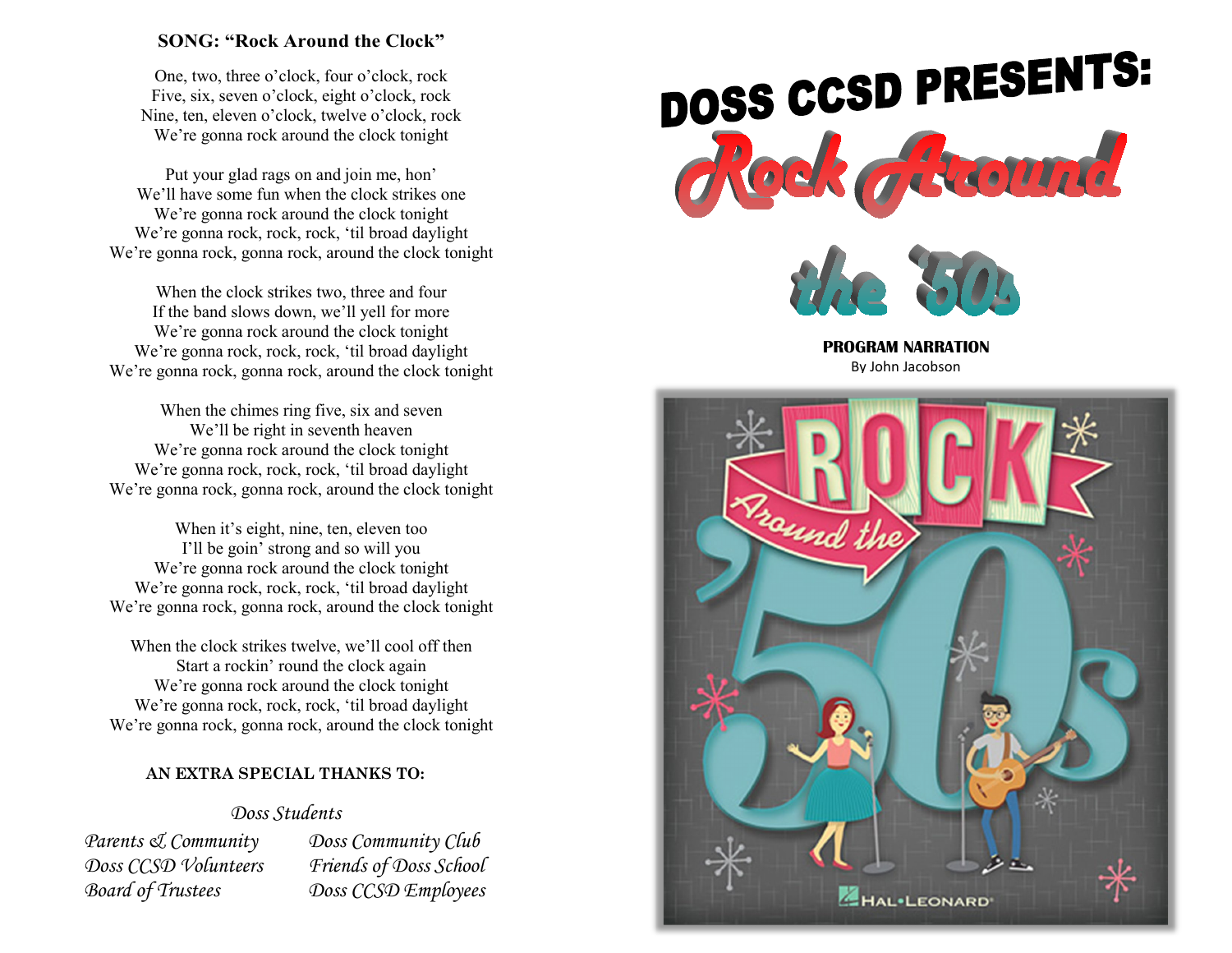**SONG: "Rock Around the Clock"**

One, two, three o'clock, four o'clock, rock
Five, six, seven o'clock, eight o'clock, rock
Nine, ten, eleven o'clock, twelve o'clock, rock
We're gonna rock around the clock tonight

Put your glad rags on and join me, hon'
We'll have some fun when the clock strikes one
We're gonna rock around the clock tonight
We're gonna rock, rock, rock, 'til broad daylight
We're gonna rock, gonna rock, around the clock tonight

When the clock strikes two, three and four
If the band slows down, we'll yell for more
We're gonna rock around the clock tonight
We're gonna rock, rock, rock, 'til broad daylight
We're gonna rock, gonna rock, around the clock tonight

When the chimes ring five, six and seven
We'll be right in seventh heaven
We're gonna rock around the clock tonight
We're gonna rock, rock, rock, 'til broad daylight
We're gonna rock, gonna rock, around the clock tonight

When it's eight, nine, ten, eleven too
I'll be goin' strong and so will you
We're gonna rock around the clock tonight
We're gonna rock, rock, rock, 'til broad daylight
We're gonna rock, gonna rock, around the clock tonight

When the clock strikes twelve, we'll cool off then
Start a rockin' round the clock again
We're gonna rock around the clock tonight
We're gonna rock, rock, rock, 'til broad daylight
We're gonna rock, gonna rock, around the clock tonight

**AN EXTRA SPECIAL THANKS TO:**

*Doss Students*

*Parents & Community*
*Doss CCSD Volunteers*
*Board of Trustees*
*Doss Community Club*
*Friends of Doss School*
*Doss CCSD Employees*

# DOSS CCSD PRESENTS: Rock Around the '50s

**PROGRAM NARRATION**
By John Jacobson